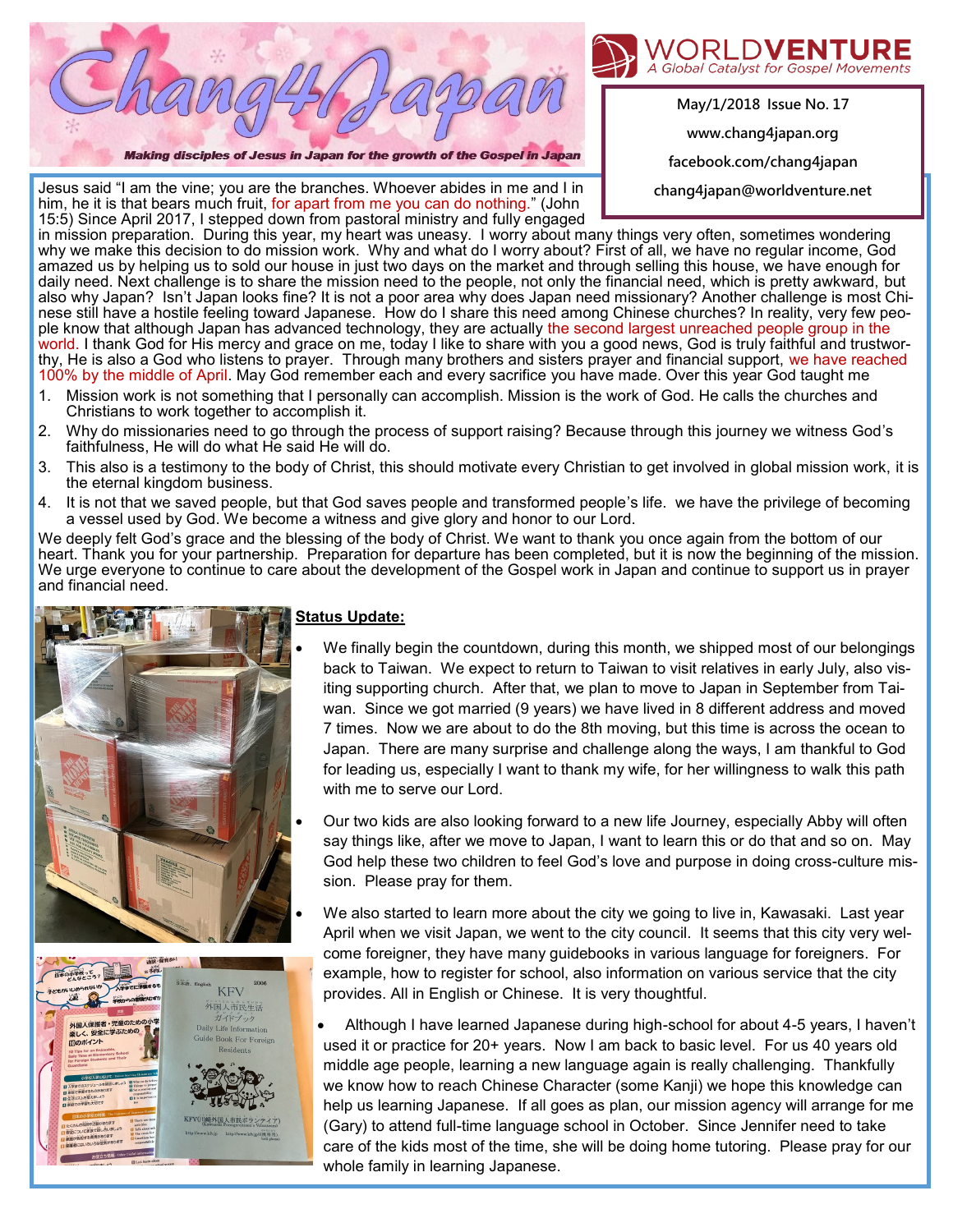# Chang4Japan

*Making disciples of Jesus in Japan for the growth of the Gospel in Japan*

WORLDVENTURE
*A Global Catalyst for Gospel Movements*

May/1/2018 Issue No. 17

www.chang4japan.org

facebook.com/chang4japan

chang4japan@worldventure.net

Jesus said "I am the vine; you are the branches. Whoever abides in me and I in him, he it is that bears much fruit, for apart from me you can do nothing." (John 15:5) Since April 2017, I stepped down from pastoral ministry and fully engaged in mission preparation. During this year, my heart was uneasy. I worry about many things very often, sometimes wondering why we make this decision to do mission work. Why and what do I worry about? First of all, we have no regular income, God amazed us by helping us to sold our house in just two days on the market and through selling this house, we have enough for daily need. Next challenge is to share the mission need to the people, not only the financial need, which is pretty awkward, but also why Japan? Isn't Japan looks fine? It is not a poor area why does Japan need missionary? Another challenge is most Chinese still have a hostile feeling toward Japanese. How do I share this need among Chinese churches? In reality, very few people know that although Japan has advanced technology, they are actually the second largest unreached people group in the world. I thank God for His mercy and grace on me, today I like to share with you a good news, God is truly faithful and trustworthy, He is also a God who listens to prayer. Through many brothers and sisters prayer and financial support, we have reached 100% by the middle of April. May God remember each and every sacrifice you have made. Over this year God taught me

1. Mission work is not something that I personally can accomplish. Mission is the work of God. He calls the churches and Christians to work together to accomplish it.
2. Why do missionaries need to go through the process of support raising? Because through this journey we witness God's faithfulness, He will do what He said He will do.
3. This also is a testimony to the body of Christ, this should motivate every Christian to get involved in global mission work, it is the eternal kingdom business.
4. It is not that we saved people, but that God saves people and transformed people's life. we have the privilege of becoming a vessel used by God. We become a witness and give glory and honor to our Lord.

We deeply felt God's grace and the blessing of the body of Christ. We want to thank you once again from the bottom of our heart. Thank you for your partnership. Preparation for departure has been completed, but it is now the beginning of the mission. We urge everyone to continue to care about the development of the Gospel work in Japan and continue to support us in prayer and financial need.

**Status Update:**

- We finally begin the countdown, during this month, we shipped most of our belongings back to Taiwan. We expect to return to Taiwan to visit relatives in early July, also visiting supporting church. After that, we plan to move to Japan in September from Taiwan. Since we got married (9 years) we have lived in 8 different address and moved 7 times. Now we are about to do the 8th moving, but this time is across the ocean to Japan. There are many surprise and challenge along the ways, I am thankful to God for leading us, especially I want to thank my wife, for her willingness to walk this path with me to serve our Lord.
- Our two kids are also looking forward to a new life Journey, especially Abby will often say things like, after we move to Japan, I want to learn this or do that and so on. May God help these two children to feel God's love and purpose in doing cross-culture mission. Please pray for them.
- We also started to learn more about the city we going to live in, Kawasaki. Last year April when we visit Japan, we went to the city council. It seems that this city very welcome foreigner, they have many guidebooks in various language for foreigners. For example, how to register for school, also information on various service that the city provides. All in English or Chinese. It is very thoughtful.
- Although I have learned Japanese during high-school for about 4-5 years, I haven't used it or practice for 20+ years. Now I am back to basic level. For us 40 years old middle age people, learning a new language again is really challenging. Thankfully we know how to reach Chinese Character (some Kanji) we hope this knowledge can help us learning Japanese. If all goes as plan, our mission agency will arrange for me (Gary) to attend full-time language school in October. Since Jennifer need to take care of the kids most of the time, she will be doing home tutoring. Please pray for our whole family in learning Japanese.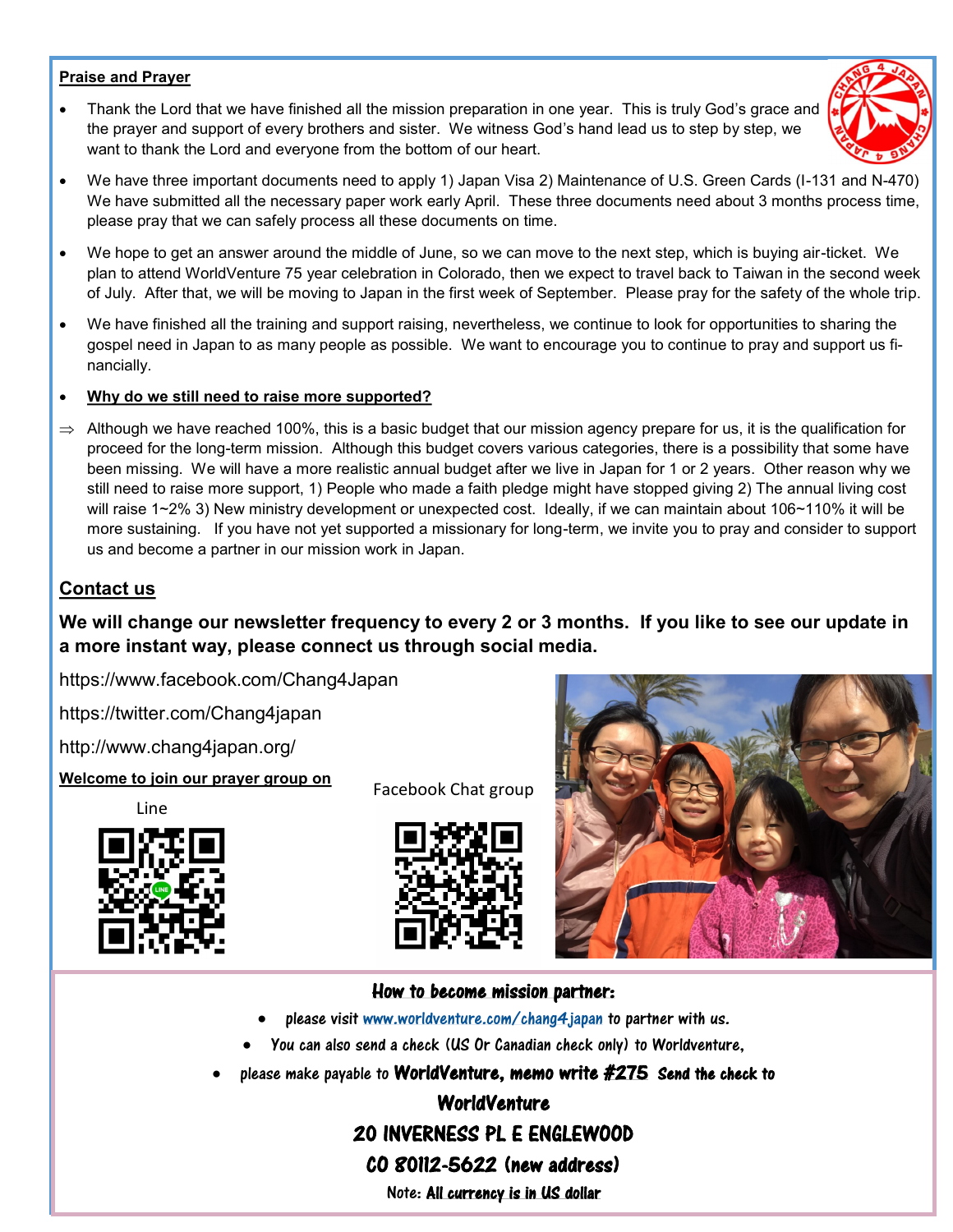**Praise and Prayer**

- Thank the Lord that we have finished all the mission preparation in one year. This is truly God's grace and the prayer and support of every brothers and sister. We witness God's hand lead us to step by step, we want to thank the Lord and everyone from the bottom of our heart.
- We have three important documents need to apply 1) Japan Visa 2) Maintenance of U.S. Green Cards (I-131 and N-470) We have submitted all the necessary paper work early April. These three documents need about 3 months process time, please pray that we can safely process all these documents on time.
- We hope to get an answer around the middle of June, so we can move to the next step, which is buying air-ticket. We plan to attend WorldVenture 75 year celebration in Colorado, then we expect to travel back to Taiwan in the second week of July. After that, we will be moving to Japan in the first week of September. Please pray for the safety of the whole trip.
- We have finished all the training and support raising, nevertheless, we continue to look for opportunities to sharing the gospel need in Japan to as many people as possible. We want to encourage you to continue to pray and support us financially.
- **Why do we still need to raise more supported?**

⇒ Although we have reached 100%, this is a basic budget that our mission agency prepare for us, it is the qualification for proceed for the long-term mission. Although this budget covers various categories, there is a possibility that some have been missing. We will have a more realistic annual budget after we live in Japan for 1 or 2 years. Other reason why we still need to raise more support, 1) People who made a faith pledge might have stopped giving 2) The annual living cost will raise 1~2% 3) New ministry development or unexpected cost. Ideally, if we can maintain about 106~110% it will be more sustaining. If you have not yet supported a missionary for long-term, we invite you to pray and consider to support us and become a partner in our mission work in Japan.

## Contact us

**We will change our newsletter frequency to every 2 or 3 months. If you like to see our update in a more instant way, please connect us through social media.**

https://www.facebook.com/Chang4Japan

https://twitter.com/Chang4japan

http://www.chang4japan.org/

**Welcome to join our prayer group on**

Line

Facebook Chat group

**How to become mission partner:**

- please visit www.worldventure.com/chang4japan to partner with us.
- You can also send a check (US Or Canadian check only) to Worldventure,
- please make payable to **WorldVenture, memo write #275** Send the check to

**WorldVenture**

**20 INVERNESS PL E ENGLEWOOD**

**CO 80112-5622 (new address)**

Note: All currency is in US dollar